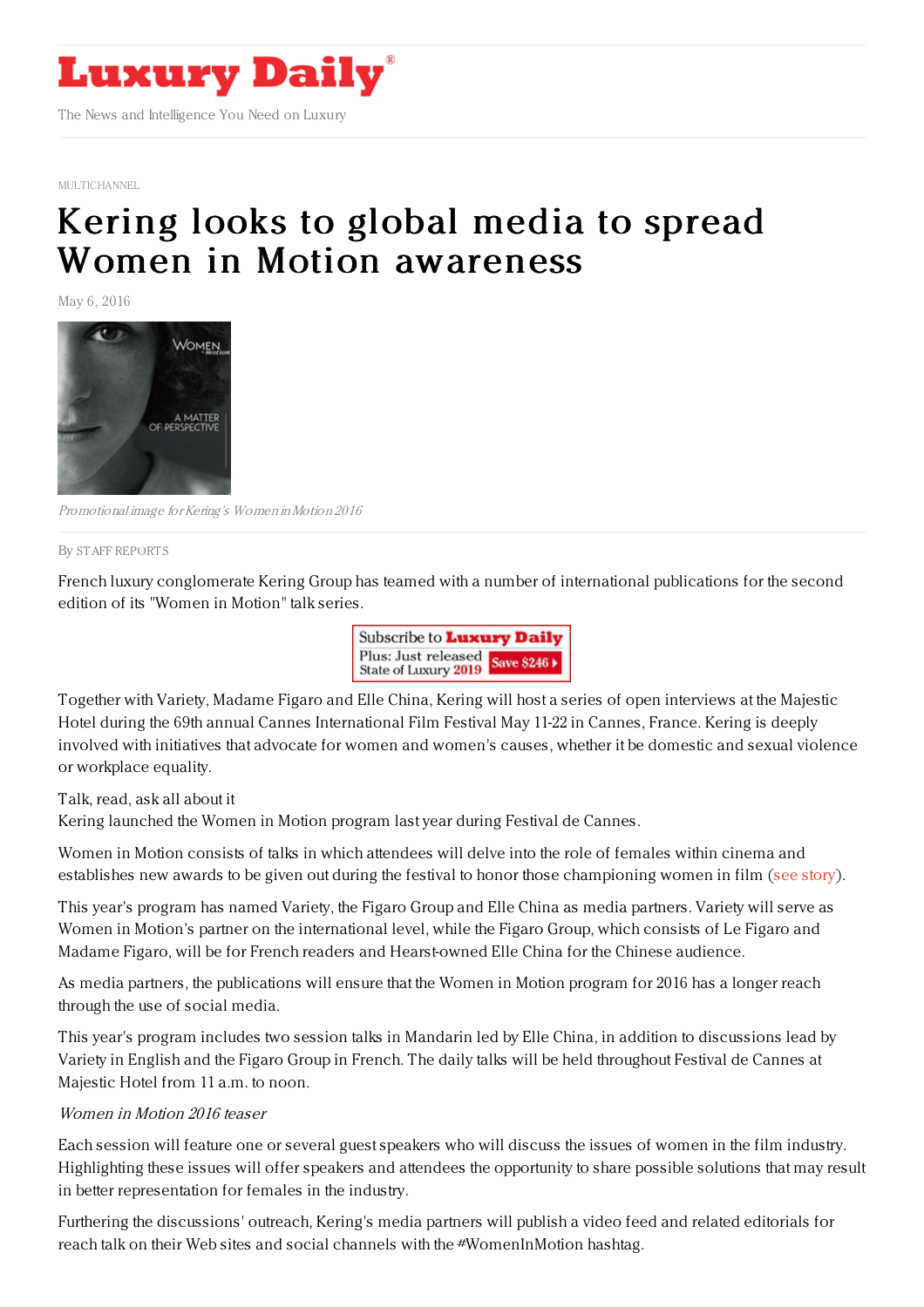MULTICHANNEL

# Kering looks to global media to spread Women in Motion awareness

May 6, 2016

*Promotional image for Kering's Women in Motion 2016*

By STAFF REPORTS

French luxury conglomerate Kering Group has teamed with a number of international publications for the second edition of its "Women in Motion" talk series.

Together with Variety, Madame Figaro and Elle China, Kering will host a series of open interviews at the Majestic Hotel during the 69th annual Cannes International Film Festival May 11-22 in Cannes, France. Kering is deeply involved with initiatives that advocate for women and women's causes, whether it be domestic and sexual violence or workplace equality.

Talk, read, ask all about it

Kering launched the Women in Motion program last year during Festival de Cannes.

Women in Motion consists of talks in which attendees will delve into the role of females within cinema and establishes new awards to be given out during the festival to honor those championing women in film (see story).

This year's program has named Variety, the Figaro Group and Elle China as media partners. Variety will serve as Women in Motion's partner on the international level, while the Figaro Group, which consists of Le Figaro and Madame Figaro, will be for French readers and Hearst-owned Elle China for the Chinese audience.

As media partners, the publications will ensure that the Women in Motion program for 2016 has a longer reach through the use of social media.

This year's program includes two session talks in Mandarin led by Elle China, in addition to discussions lead by Variety in English and the Figaro Group in French. The daily talks will be held throughout Festival de Cannes at Majestic Hotel from 11 a.m. to noon.

*Women in Motion 2016 teaser*

Each session will feature one or several guest speakers who will discuss the issues of women in the film industry. Highlighting these issues will offer speakers and attendees the opportunity to share possible solutions that may result in better representation for females in the industry.

Furthering the discussions' outreach, Kering's media partners will publish a video feed and related editorials for reach talk on their Web sites and social channels with the #WomenInMotion hashtag.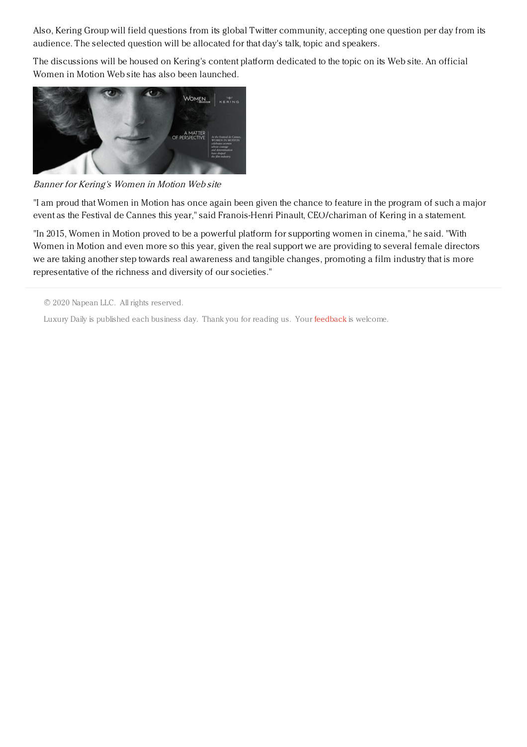Also, Kering Group will field questions from its global Twitter community, accepting one question per day from its audience. The selected question will be allocated for that day's talk, topic and speakers.

The discussions will be housed on Kering's content platform dedicated to the topic on its Web site. An official Women in Motion Web site has also been launched.

*Banner for Kering's Women in Motion Web site*

"I am proud that Women in Motion has once again been given the chance to feature in the program of such a major event as the Festival de Cannes this year," said Franois-Henri Pinault, CEO/chariman of Kering in a statement.

"In 2015, Women in Motion proved to be a powerful platform for supporting women in cinema," he said. "With Women in Motion and even more so this year, given the real support we are providing to several female directors we are taking another step towards real awareness and tangible changes, promoting a film industry that is more representative of the richness and diversity of our societies."

© 2020 Napean LLC. All rights reserved.

Luxury Daily is published each business day. Thank you for reading us. Your feedback is welcome.